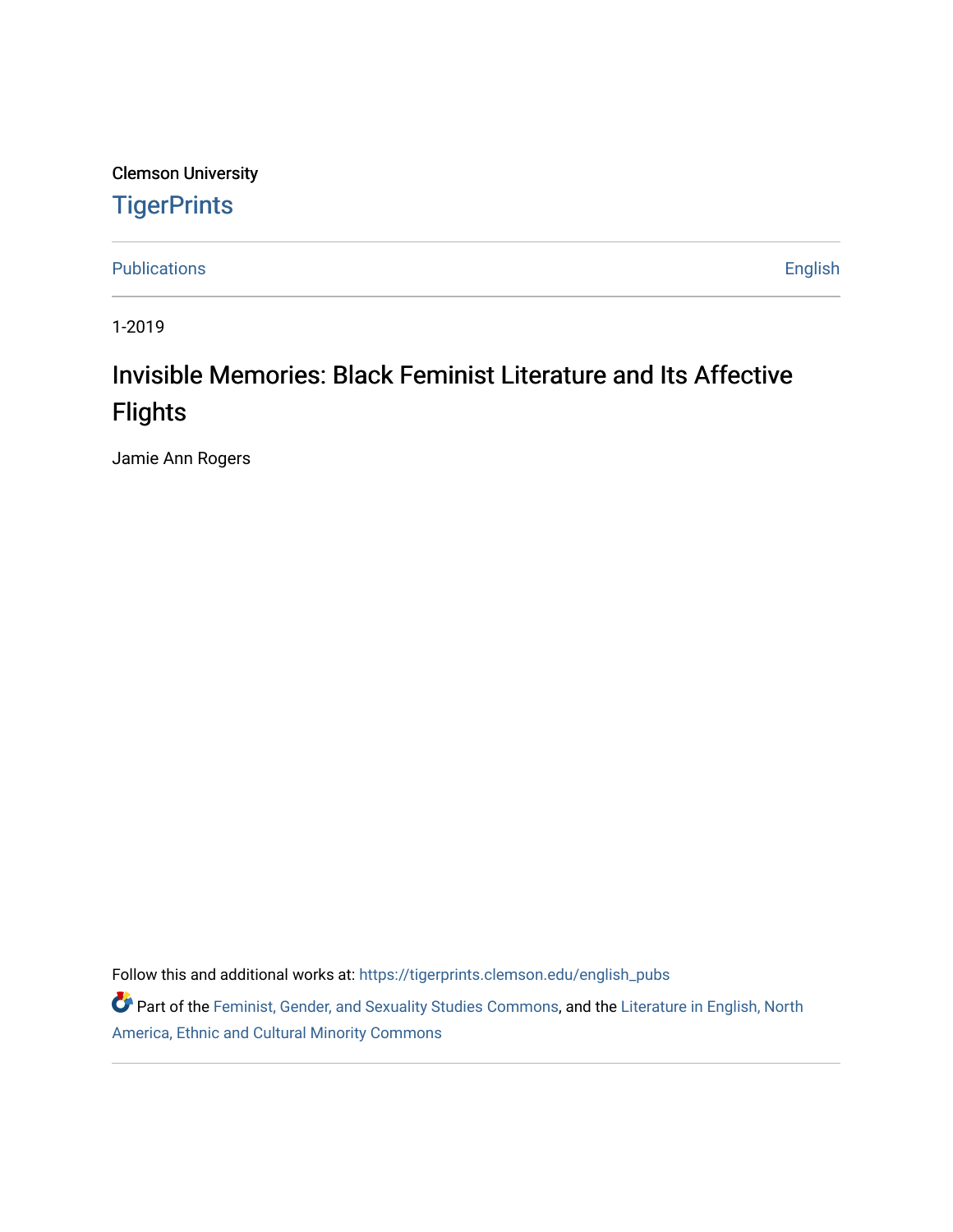Clemson University

# TigerPrints

Publications | English

1-2019

## Invisible Memories: Black Feminist Literature and Its Affective Flights

Jamie Ann Rogers

Follow this and additional works at: https://tigerprints.clemson.edu/english_pubs

Part of the Feminist, Gender, and Sexuality Studies Commons, and the Literature in English, North America, Ethnic and Cultural Minority Commons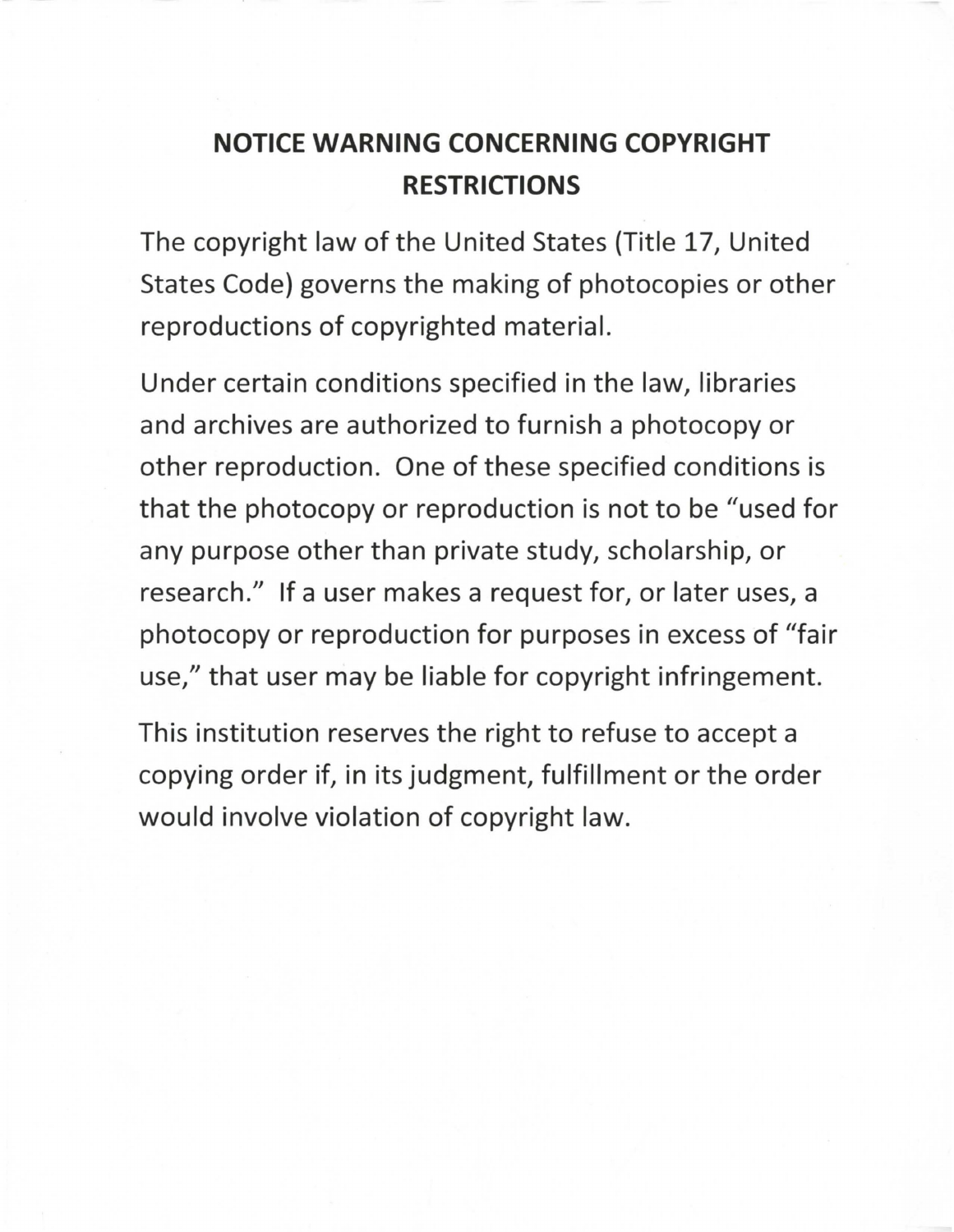# NOTICE WARNING CONCERNING COPYRIGHT RESTRICTIONS

The copyright law of the United States (Title 17, United States Code) governs the making of photocopies or other reproductions of copyrighted material.

Under certain conditions specified in the law, libraries and archives are authorized to furnish a photocopy or other reproduction. One of these specified conditions is that the photocopy or reproduction is not to be "used for any purpose other than private study, scholarship, or research." If a user makes a request for, or later uses, a photocopy or reproduction for purposes in excess of "fair use," that user may be liable for copyright infringement.

This institution reserves the right to refuse to accept a copying order if, in its judgment, fulfillment or the order would involve violation of copyright law.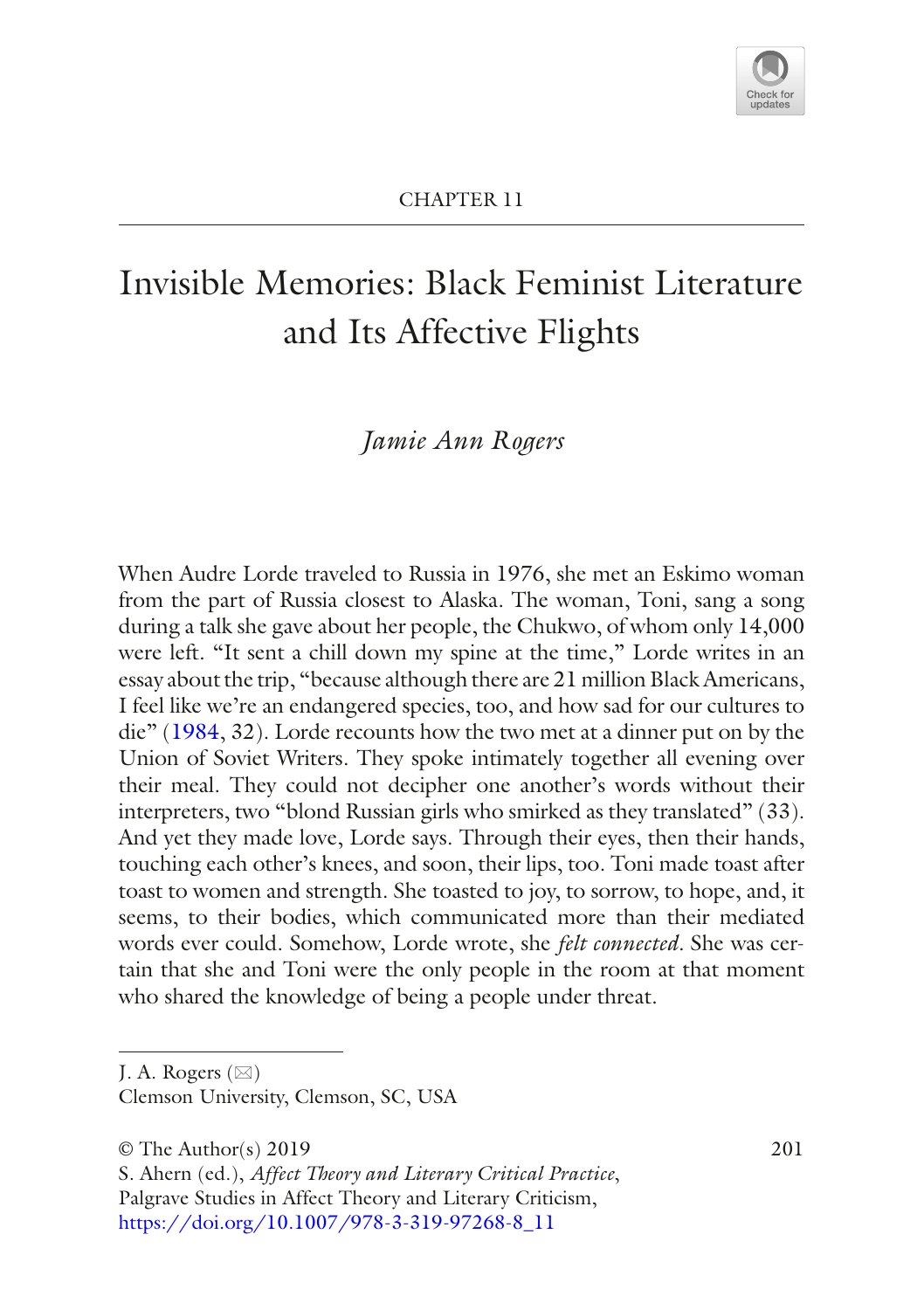CHAPTER 11

# Invisible Memories: Black Feminist Literature and Its Affective Flights

*Jamie Ann Rogers*

When Audre Lorde traveled to Russia in 1976, she met an Eskimo woman from the part of Russia closest to Alaska. The woman, Toni, sang a song during a talk she gave about her people, the Chukwo, of whom only 14,000 were left. "It sent a chill down my spine at the time," Lorde writes in an essay about the trip, "because although there are 21 million Black Americans, I feel like we're an endangered species, too, and how sad for our cultures to die" (1984, 32). Lorde recounts how the two met at a dinner put on by the Union of Soviet Writers. They spoke intimately together all evening over their meal. They could not decipher one another's words without their interpreters, two "blond Russian girls who smirked as they translated" (33). And yet they made love, Lorde says. Through their eyes, then their hands, touching each other's knees, and soon, their lips, too. Toni made toast after toast to women and strength. She toasted to joy, to sorrow, to hope, and, it seems, to their bodies, which communicated more than their mediated words ever could. Somehow, Lorde wrote, she *felt connected*. She was certain that she and Toni were the only people in the room at that moment who shared the knowledge of being a people under threat.

---

J. A. Rogers (✉)
Clemson University, Clemson, SC, USA

© The Author(s) 2019
S. Ahern (ed.), *Affect Theory and Literary Critical Practice*, Palgrave Studies in Affect Theory and Literary Criticism, https://doi.org/10.1007/978-3-319-97268-8_11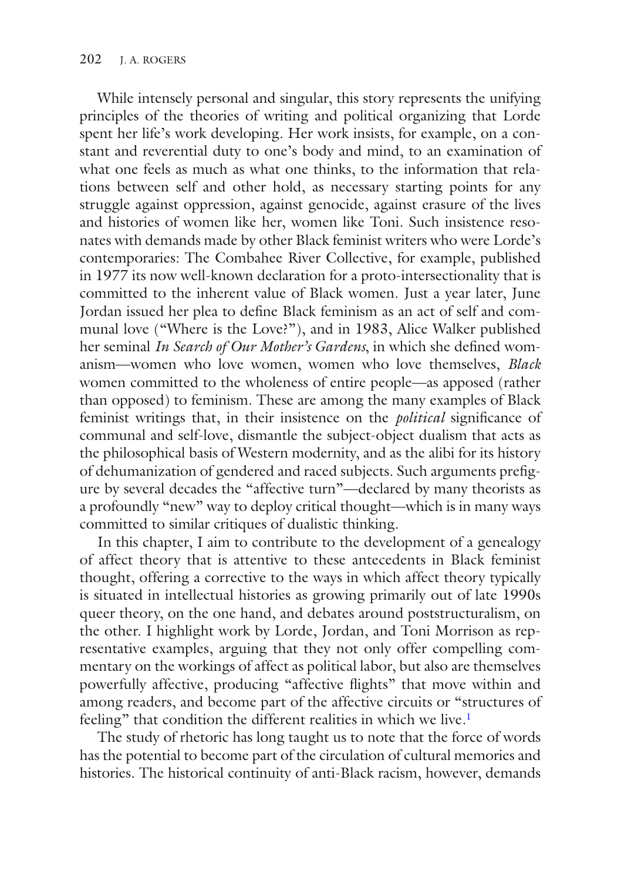While intensely personal and singular, this story represents the unifying principles of the theories of writing and political organizing that Lorde spent her life's work developing. Her work insists, for example, on a constant and reverential duty to one's body and mind, to an examination of what one feels as much as what one thinks, to the information that relations between self and other hold, as necessary starting points for any struggle against oppression, against genocide, against erasure of the lives and histories of women like her, women like Toni. Such insistence resonates with demands made by other Black feminist writers who were Lorde's contemporaries: The Combahee River Collective, for example, published in 1977 its now well-known declaration for a proto-intersectionality that is committed to the inherent value of Black women. Just a year later, June Jordan issued her plea to define Black feminism as an act of self and communal love ("Where is the Love?"), and in 1983, Alice Walker published her seminal *In Search of Our Mother's Gardens*, in which she defined womanism—women who love women, women who love themselves, *Black* women committed to the wholeness of entire people—as apposed (rather than opposed) to feminism. These are among the many examples of Black feminist writings that, in their insistence on the *political* significance of communal and self-love, dismantle the subject-object dualism that acts as the philosophical basis of Western modernity, and as the alibi for its history of dehumanization of gendered and raced subjects. Such arguments prefigure by several decades the "affective turn"—declared by many theorists as a profoundly "new" way to deploy critical thought—which is in many ways committed to similar critiques of dualistic thinking.

In this chapter, I aim to contribute to the development of a genealogy of affect theory that is attentive to these antecedents in Black feminist thought, offering a corrective to the ways in which affect theory typically is situated in intellectual histories as growing primarily out of late 1990s queer theory, on the one hand, and debates around poststructuralism, on the other. I highlight work by Lorde, Jordan, and Toni Morrison as representative examples, arguing that they not only offer compelling commentary on the workings of affect as political labor, but also are themselves powerfully affective, producing "affective flights" that move within and among readers, and become part of the affective circuits or "structures of feeling" that condition the different realities in which we live.[1]

The study of rhetoric has long taught us to note that the force of words has the potential to become part of the circulation of cultural memories and histories. The historical continuity of anti-Black racism, however, demands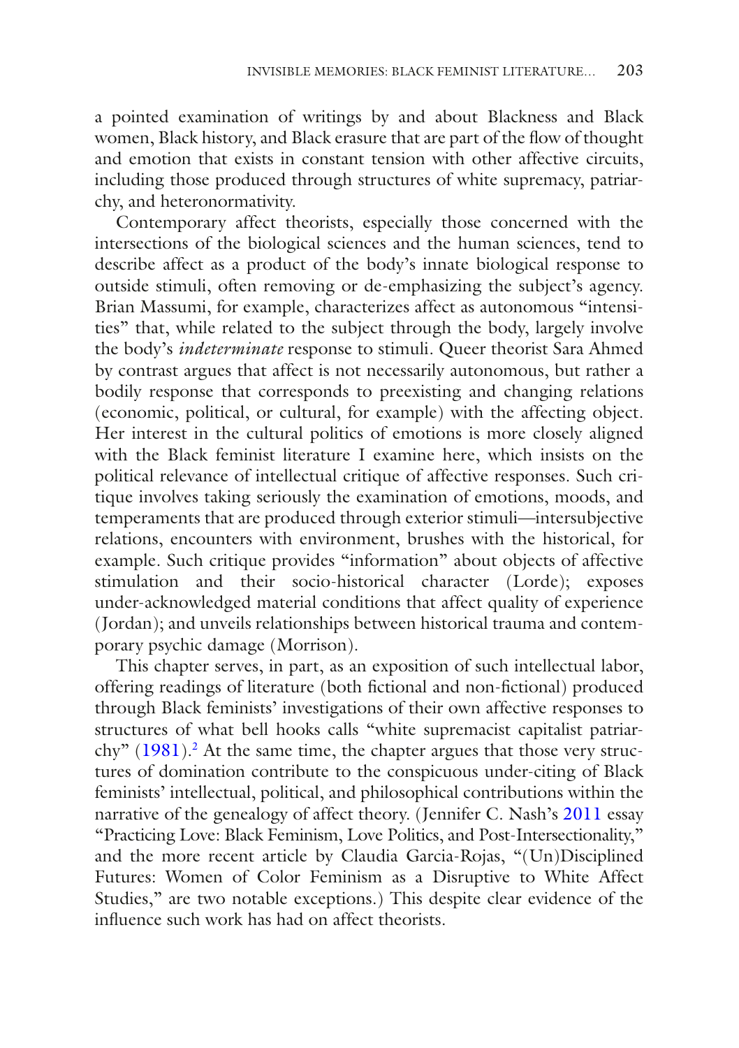a pointed examination of writings by and about Blackness and Black women, Black history, and Black erasure that are part of the flow of thought and emotion that exists in constant tension with other affective circuits, including those produced through structures of white supremacy, patriarchy, and heteronormativity.

Contemporary affect theorists, especially those concerned with the intersections of the biological sciences and the human sciences, tend to describe affect as a product of the body's innate biological response to outside stimuli, often removing or de-emphasizing the subject's agency. Brian Massumi, for example, characterizes affect as autonomous "intensities" that, while related to the subject through the body, largely involve the body's *indeterminate* response to stimuli. Queer theorist Sara Ahmed by contrast argues that affect is not necessarily autonomous, but rather a bodily response that corresponds to preexisting and changing relations (economic, political, or cultural, for example) with the affecting object. Her interest in the cultural politics of emotions is more closely aligned with the Black feminist literature I examine here, which insists on the political relevance of intellectual critique of affective responses. Such critique involves taking seriously the examination of emotions, moods, and temperaments that are produced through exterior stimuli—intersubjective relations, encounters with environment, brushes with the historical, for example. Such critique provides "information" about objects of affective stimulation and their socio-historical character (Lorde); exposes under-acknowledged material conditions that affect quality of experience (Jordan); and unveils relationships between historical trauma and contemporary psychic damage (Morrison).

This chapter serves, in part, as an exposition of such intellectual labor, offering readings of literature (both fictional and non-fictional) produced through Black feminists' investigations of their own affective responses to structures of what bell hooks calls "white supremacist capitalist patriarchy" (1981).[2] At the same time, the chapter argues that those very structures of domination contribute to the conspicuous under-citing of Black feminists' intellectual, political, and philosophical contributions within the narrative of the genealogy of affect theory. (Jennifer C. Nash's 2011 essay "Practicing Love: Black Feminism, Love Politics, and Post-Intersectionality," and the more recent article by Claudia Garcia-Rojas, "(Un)Disciplined Futures: Women of Color Feminism as a Disruptive to White Affect Studies," are two notable exceptions.) This despite clear evidence of the influence such work has had on affect theorists.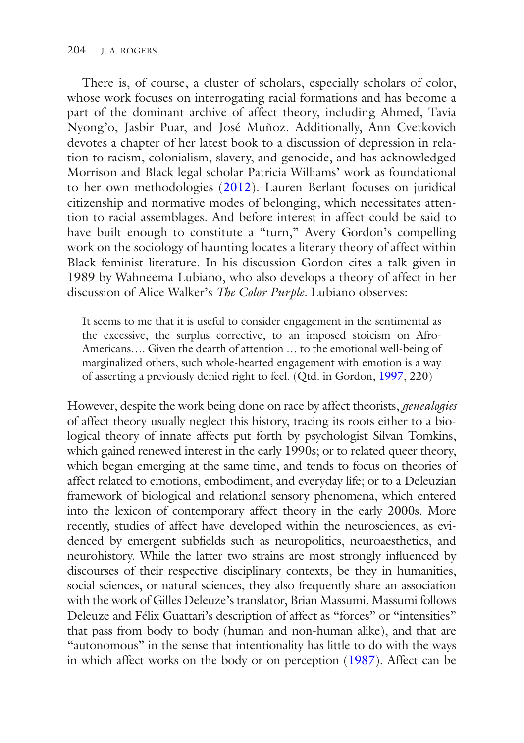There is, of course, a cluster of scholars, especially scholars of color, whose work focuses on interrogating racial formations and has become a part of the dominant archive of affect theory, including Ahmed, Tavia Nyong'o, Jasbir Puar, and José Muñoz. Additionally, Ann Cvetkovich devotes a chapter of her latest book to a discussion of depression in relation to racism, colonialism, slavery, and genocide, and has acknowledged Morrison and Black legal scholar Patricia Williams' work as foundational to her own methodologies (2012). Lauren Berlant focuses on juridical citizenship and normative modes of belonging, which necessitates attention to racial assemblages. And before interest in affect could be said to have built enough to constitute a "turn," Avery Gordon's compelling work on the sociology of haunting locates a literary theory of affect within Black feminist literature. In his discussion Gordon cites a talk given in 1989 by Wahneema Lubiano, who also develops a theory of affect in her discussion of Alice Walker's *The Color Purple*. Lubiano observes:

> It seems to me that it is useful to consider engagement in the sentimental as the excessive, the surplus corrective, to an imposed stoicism on Afro-Americans…. Given the dearth of attention … to the emotional well-being of marginalized others, such whole-hearted engagement with emotion is a way of asserting a previously denied right to feel. (Qtd. in Gordon, 1997, 220)

However, despite the work being done on race by affect theorists, *genealogies* of affect theory usually neglect this history, tracing its roots either to a biological theory of innate affects put forth by psychologist Silvan Tomkins, which gained renewed interest in the early 1990s; or to related queer theory, which began emerging at the same time, and tends to focus on theories of affect related to emotions, embodiment, and everyday life; or to a Deleuzian framework of biological and relational sensory phenomena, which entered into the lexicon of contemporary affect theory in the early 2000s. More recently, studies of affect have developed within the neurosciences, as evidenced by emergent subfields such as neuropolitics, neuroaesthetics, and neurohistory. While the latter two strains are most strongly influenced by discourses of their respective disciplinary contexts, be they in humanities, social sciences, or natural sciences, they also frequently share an association with the work of Gilles Deleuze's translator, Brian Massumi. Massumi follows Deleuze and Félix Guattari's description of affect as "forces" or "intensities" that pass from body to body (human and non-human alike), and that are "autonomous" in the sense that intentionality has little to do with the ways in which affect works on the body or on perception (1987). Affect can be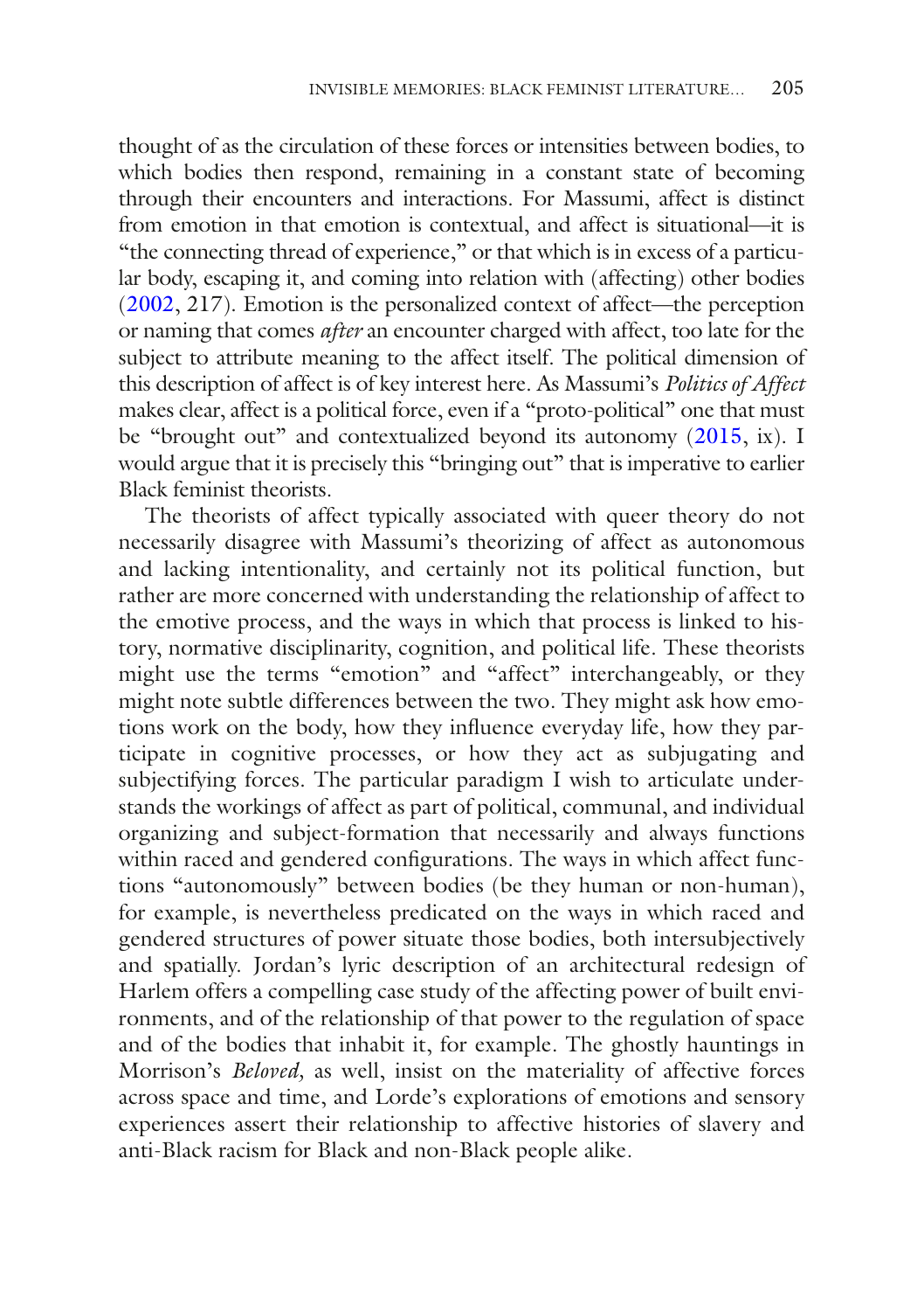thought of as the circulation of these forces or intensities between bodies, to which bodies then respond, remaining in a constant state of becoming through their encounters and interactions. For Massumi, affect is distinct from emotion in that emotion is contextual, and affect is situational—it is "the connecting thread of experience," or that which is in excess of a particular body, escaping it, and coming into relation with (affecting) other bodies (2002, 217). Emotion is the personalized context of affect—the perception or naming that comes *after* an encounter charged with affect, too late for the subject to attribute meaning to the affect itself. The political dimension of this description of affect is of key interest here. As Massumi's *Politics of Affect* makes clear, affect is a political force, even if a "proto-political" one that must be "brought out" and contextualized beyond its autonomy (2015, ix). I would argue that it is precisely this "bringing out" that is imperative to earlier Black feminist theorists.

The theorists of affect typically associated with queer theory do not necessarily disagree with Massumi's theorizing of affect as autonomous and lacking intentionality, and certainly not its political function, but rather are more concerned with understanding the relationship of affect to the emotive process, and the ways in which that process is linked to history, normative disciplinarity, cognition, and political life. These theorists might use the terms "emotion" and "affect" interchangeably, or they might note subtle differences between the two. They might ask how emotions work on the body, how they influence everyday life, how they participate in cognitive processes, or how they act as subjugating and subjectifying forces. The particular paradigm I wish to articulate understands the workings of affect as part of political, communal, and individual organizing and subject-formation that necessarily and always functions within raced and gendered configurations. The ways in which affect functions "autonomously" between bodies (be they human or non-human), for example, is nevertheless predicated on the ways in which raced and gendered structures of power situate those bodies, both intersubjectively and spatially. Jordan's lyric description of an architectural redesign of Harlem offers a compelling case study of the affecting power of built environments, and of the relationship of that power to the regulation of space and of the bodies that inhabit it, for example. The ghostly hauntings in Morrison's *Beloved,* as well, insist on the materiality of affective forces across space and time, and Lorde's explorations of emotions and sensory experiences assert their relationship to affective histories of slavery and anti-Black racism for Black and non-Black people alike.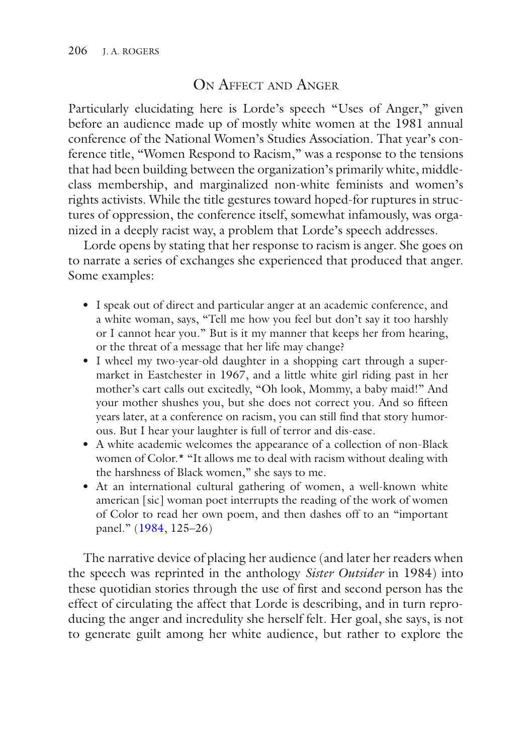## On Affect and Anger

Particularly elucidating here is Lorde's speech "Uses of Anger," given before an audience made up of mostly white women at the 1981 annual conference of the National Women's Studies Association. That year's conference title, "Women Respond to Racism," was a response to the tensions that had been building between the organization's primarily white, middle-class membership, and marginalized non-white feminists and women's rights activists. While the title gestures toward hoped-for ruptures in structures of oppression, the conference itself, somewhat infamously, was organized in a deeply racist way, a problem that Lorde's speech addresses.

Lorde opens by stating that her response to racism is anger. She goes on to narrate a series of exchanges she experienced that produced that anger. Some examples:

> - I speak out of direct and particular anger at an academic conference, and a white woman, says, "Tell me how you feel but don't say it too harshly or I cannot hear you." But is it my manner that keeps her from hearing, or the threat of a message that her life may change?
> - I wheel my two-year-old daughter in a shopping cart through a supermarket in Eastchester in 1967, and a little white girl riding past in her mother's cart calls out excitedly, "Oh look, Mommy, a baby maid!" And your mother shushes you, but she does not correct you. And so fifteen years later, at a conference on racism, you can still find that story humorous. But I hear your laughter is full of terror and dis-ease.
> - A white academic welcomes the appearance of a collection of non-Black women of Color.* "It allows me to deal with racism without dealing with the harshness of Black women," she says to me.
> - At an international cultural gathering of women, a well-known white american [sic] woman poet interrupts the reading of the work of women of Color to read her own poem, and then dashes off to an "important panel." (1984, 125–26)

The narrative device of placing her audience (and later her readers when the speech was reprinted in the anthology *Sister Outsider* in 1984) into these quotidian stories through the use of first and second person has the effect of circulating the affect that Lorde is describing, and in turn reproducing the anger and incredulity she herself felt. Her goal, she says, is not to generate guilt among her white audience, but rather to explore the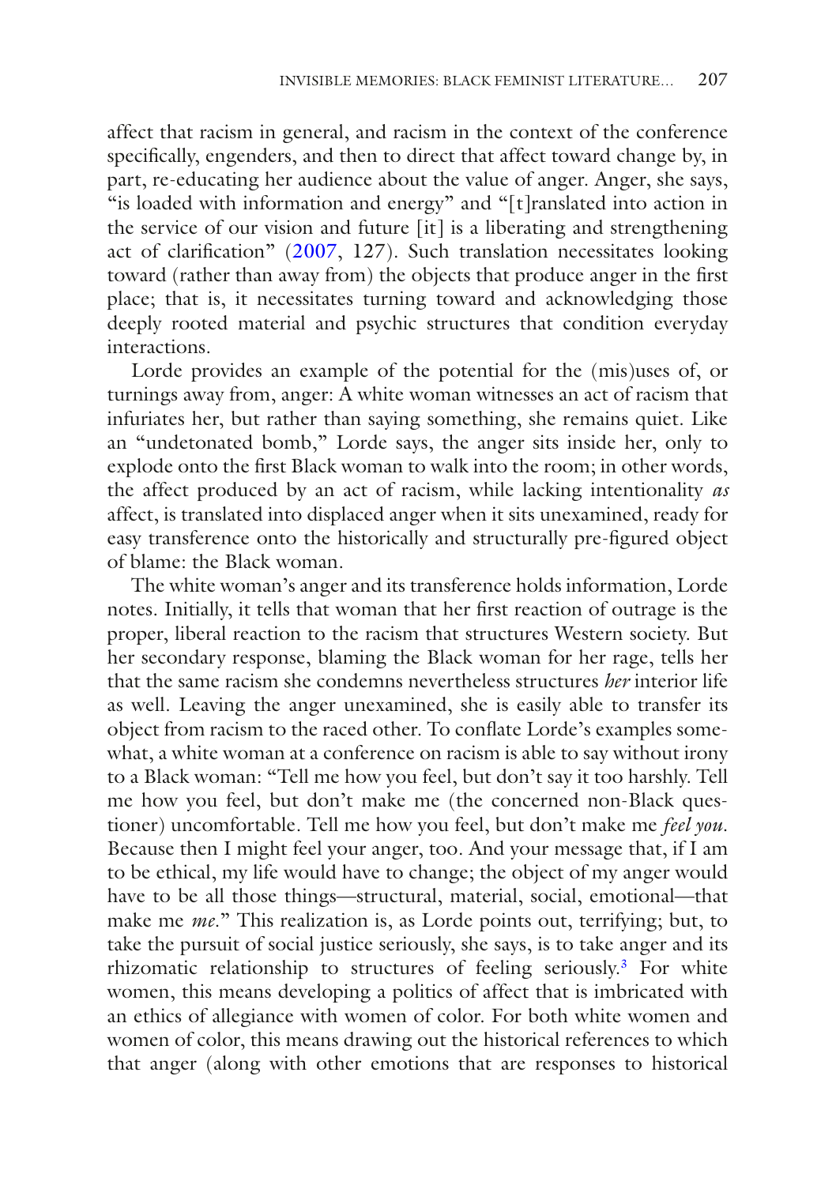affect that racism in general, and racism in the context of the conference specifically, engenders, and then to direct that affect toward change by, in part, re-educating her audience about the value of anger. Anger, she says, "is loaded with information and energy" and "[t]ranslated into action in the service of our vision and future [it] is a liberating and strengthening act of clarification" (2007, 127). Such translation necessitates looking toward (rather than away from) the objects that produce anger in the first place; that is, it necessitates turning toward and acknowledging those deeply rooted material and psychic structures that condition everyday interactions.

Lorde provides an example of the potential for the (mis)uses of, or turnings away from, anger: A white woman witnesses an act of racism that infuriates her, but rather than saying something, she remains quiet. Like an "undetonated bomb," Lorde says, the anger sits inside her, only to explode onto the first Black woman to walk into the room; in other words, the affect produced by an act of racism, while lacking intentionality *as* affect, is translated into displaced anger when it sits unexamined, ready for easy transference onto the historically and structurally pre-figured object of blame: the Black woman.

The white woman's anger and its transference holds information, Lorde notes. Initially, it tells that woman that her first reaction of outrage is the proper, liberal reaction to the racism that structures Western society. But her secondary response, blaming the Black woman for her rage, tells her that the same racism she condemns nevertheless structures *her* interior life as well. Leaving the anger unexamined, she is easily able to transfer its object from racism to the raced other. To conflate Lorde's examples somewhat, a white woman at a conference on racism is able to say without irony to a Black woman: "Tell me how you feel, but don't say it too harshly. Tell me how you feel, but don't make me (the concerned non-Black questioner) uncomfortable. Tell me how you feel, but don't make me *feel you*. Because then I might feel your anger, too. And your message that, if I am to be ethical, my life would have to change; the object of my anger would have to be all those things—structural, material, social, emotional—that make me *me*." This realization is, as Lorde points out, terrifying; but, to take the pursuit of social justice seriously, she says, is to take anger and its rhizomatic relationship to structures of feeling seriously.[3] For white women, this means developing a politics of affect that is imbricated with an ethics of allegiance with women of color. For both white women and women of color, this means drawing out the historical references to which that anger (along with other emotions that are responses to historical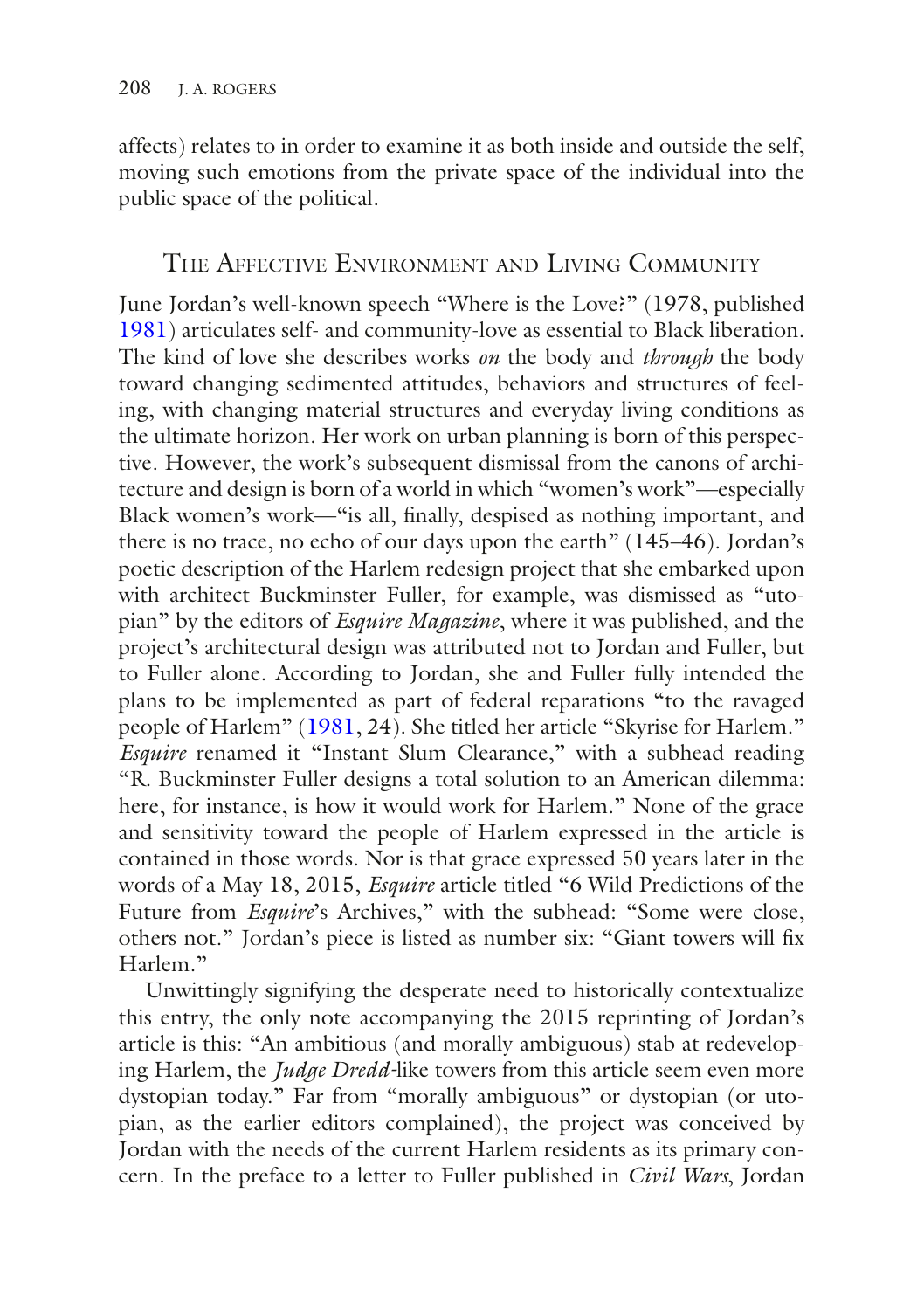affects) relates to in order to examine it as both inside and outside the self, moving such emotions from the private space of the individual into the public space of the political.

## The Affective Environment and Living Community

June Jordan's well-known speech "Where is the Love?" (1978, published 1981) articulates self- and community-love as essential to Black liberation. The kind of love she describes works *on* the body and *through* the body toward changing sedimented attitudes, behaviors and structures of feeling, with changing material structures and everyday living conditions as the ultimate horizon. Her work on urban planning is born of this perspective. However, the work's subsequent dismissal from the canons of architecture and design is born of a world in which "women's work"—especially Black women's work—"is all, finally, despised as nothing important, and there is no trace, no echo of our days upon the earth" (145–46). Jordan's poetic description of the Harlem redesign project that she embarked upon with architect Buckminster Fuller, for example, was dismissed as "utopian" by the editors of *Esquire Magazine*, where it was published, and the project's architectural design was attributed not to Jordan and Fuller, but to Fuller alone. According to Jordan, she and Fuller fully intended the plans to be implemented as part of federal reparations "to the ravaged people of Harlem" (1981, 24). She titled her article "Skyrise for Harlem." *Esquire* renamed it "Instant Slum Clearance," with a subhead reading "R. Buckminster Fuller designs a total solution to an American dilemma: here, for instance, is how it would work for Harlem." None of the grace and sensitivity toward the people of Harlem expressed in the article is contained in those words. Nor is that grace expressed 50 years later in the words of a May 18, 2015, *Esquire* article titled "6 Wild Predictions of the Future from *Esquire*'s Archives," with the subhead: "Some were close, others not." Jordan's piece is listed as number six: "Giant towers will fix Harlem."

Unwittingly signifying the desperate need to historically contextualize this entry, the only note accompanying the 2015 reprinting of Jordan's article is this: "An ambitious (and morally ambiguous) stab at redeveloping Harlem, the *Judge Dredd*-like towers from this article seem even more dystopian today." Far from "morally ambiguous" or dystopian (or utopian, as the earlier editors complained), the project was conceived by Jordan with the needs of the current Harlem residents as its primary concern. In the preface to a letter to Fuller published in *Civil Wars*, Jordan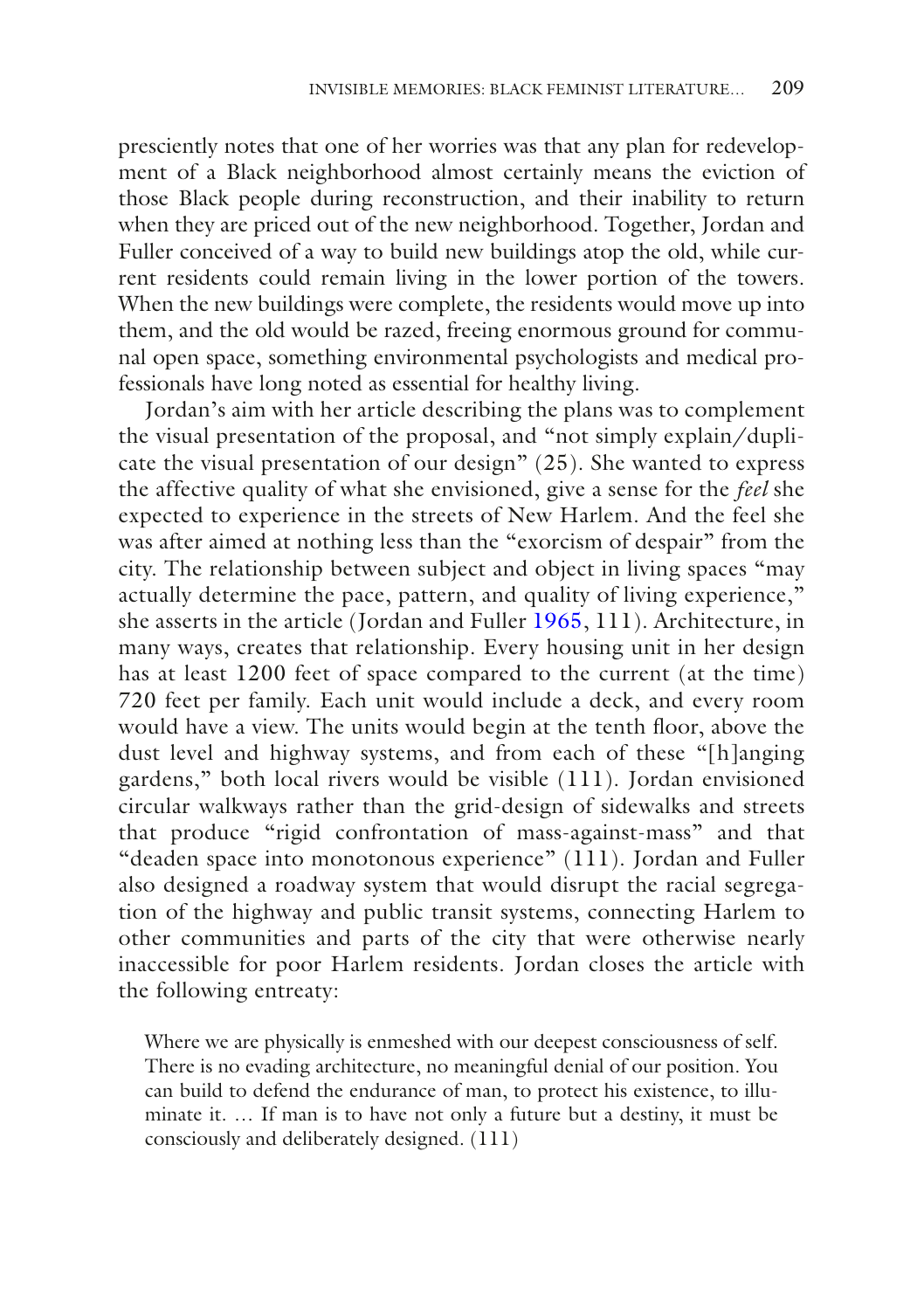presciently notes that one of her worries was that any plan for redevelopment of a Black neighborhood almost certainly means the eviction of those Black people during reconstruction, and their inability to return when they are priced out of the new neighborhood. Together, Jordan and Fuller conceived of a way to build new buildings atop the old, while current residents could remain living in the lower portion of the towers. When the new buildings were complete, the residents would move up into them, and the old would be razed, freeing enormous ground for communal open space, something environmental psychologists and medical professionals have long noted as essential for healthy living.

Jordan's aim with her article describing the plans was to complement the visual presentation of the proposal, and "not simply explain/duplicate the visual presentation of our design" (25). She wanted to express the affective quality of what she envisioned, give a sense for the *feel* she expected to experience in the streets of New Harlem. And the feel she was after aimed at nothing less than the "exorcism of despair" from the city. The relationship between subject and object in living spaces "may actually determine the pace, pattern, and quality of living experience," she asserts in the article (Jordan and Fuller 1965, 111). Architecture, in many ways, creates that relationship. Every housing unit in her design has at least 1200 feet of space compared to the current (at the time) 720 feet per family. Each unit would include a deck, and every room would have a view. The units would begin at the tenth floor, above the dust level and highway systems, and from each of these "[h]anging gardens," both local rivers would be visible (111). Jordan envisioned circular walkways rather than the grid-design of sidewalks and streets that produce "rigid confrontation of mass-against-mass" and that "deaden space into monotonous experience" (111). Jordan and Fuller also designed a roadway system that would disrupt the racial segregation of the highway and public transit systems, connecting Harlem to other communities and parts of the city that were otherwise nearly inaccessible for poor Harlem residents. Jordan closes the article with the following entreaty:

> Where we are physically is enmeshed with our deepest consciousness of self. There is no evading architecture, no meaningful denial of our position. You can build to defend the endurance of man, to protect his existence, to illuminate it. … If man is to have not only a future but a destiny, it must be consciously and deliberately designed. (111)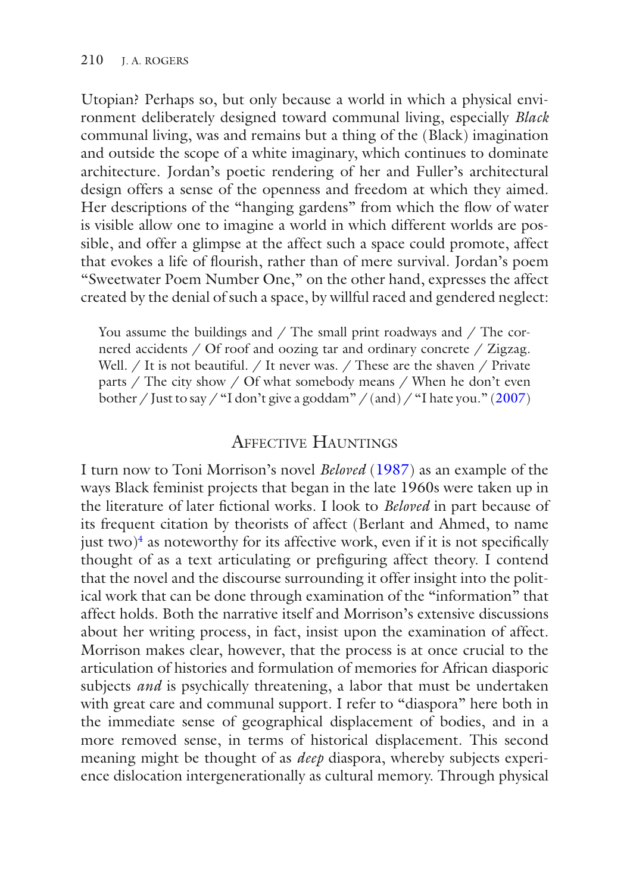Utopian? Perhaps so, but only because a world in which a physical environment deliberately designed toward communal living, especially *Black* communal living, was and remains but a thing of the (Black) imagination and outside the scope of a white imaginary, which continues to dominate architecture. Jordan's poetic rendering of her and Fuller's architectural design offers a sense of the openness and freedom at which they aimed. Her descriptions of the "hanging gardens" from which the flow of water is visible allow one to imagine a world in which different worlds are possible, and offer a glimpse at the affect such a space could promote, affect that evokes a life of flourish, rather than of mere survival. Jordan's poem "Sweetwater Poem Number One," on the other hand, expresses the affect created by the denial of such a space, by willful raced and gendered neglect:

> You assume the buildings and / The small print roadways and / The cornered accidents / Of roof and oozing tar and ordinary concrete / Zigzag. Well. / It is not beautiful. / It never was. / These are the shaven / Private parts / The city show / Of what somebody means / When he don't even bother / Just to say / "I don't give a goddam" / (and) / "I hate you." (2007)

## Affective Hauntings

I turn now to Toni Morrison's novel *Beloved* (1987) as an example of the ways Black feminist projects that began in the late 1960s were taken up in the literature of later fictional works. I look to *Beloved* in part because of its frequent citation by theorists of affect (Berlant and Ahmed, to name just two)[4] as noteworthy for its affective work, even if it is not specifically thought of as a text articulating or prefiguring affect theory. I contend that the novel and the discourse surrounding it offer insight into the political work that can be done through examination of the "information" that affect holds. Both the narrative itself and Morrison's extensive discussions about her writing process, in fact, insist upon the examination of affect. Morrison makes clear, however, that the process is at once crucial to the articulation of histories and formulation of memories for African diasporic subjects *and* is psychically threatening, a labor that must be undertaken with great care and communal support. I refer to "diaspora" here both in the immediate sense of geographical displacement of bodies, and in a more removed sense, in terms of historical displacement. This second meaning might be thought of as *deep* diaspora, whereby subjects experience dislocation intergenerationally as cultural memory. Through physical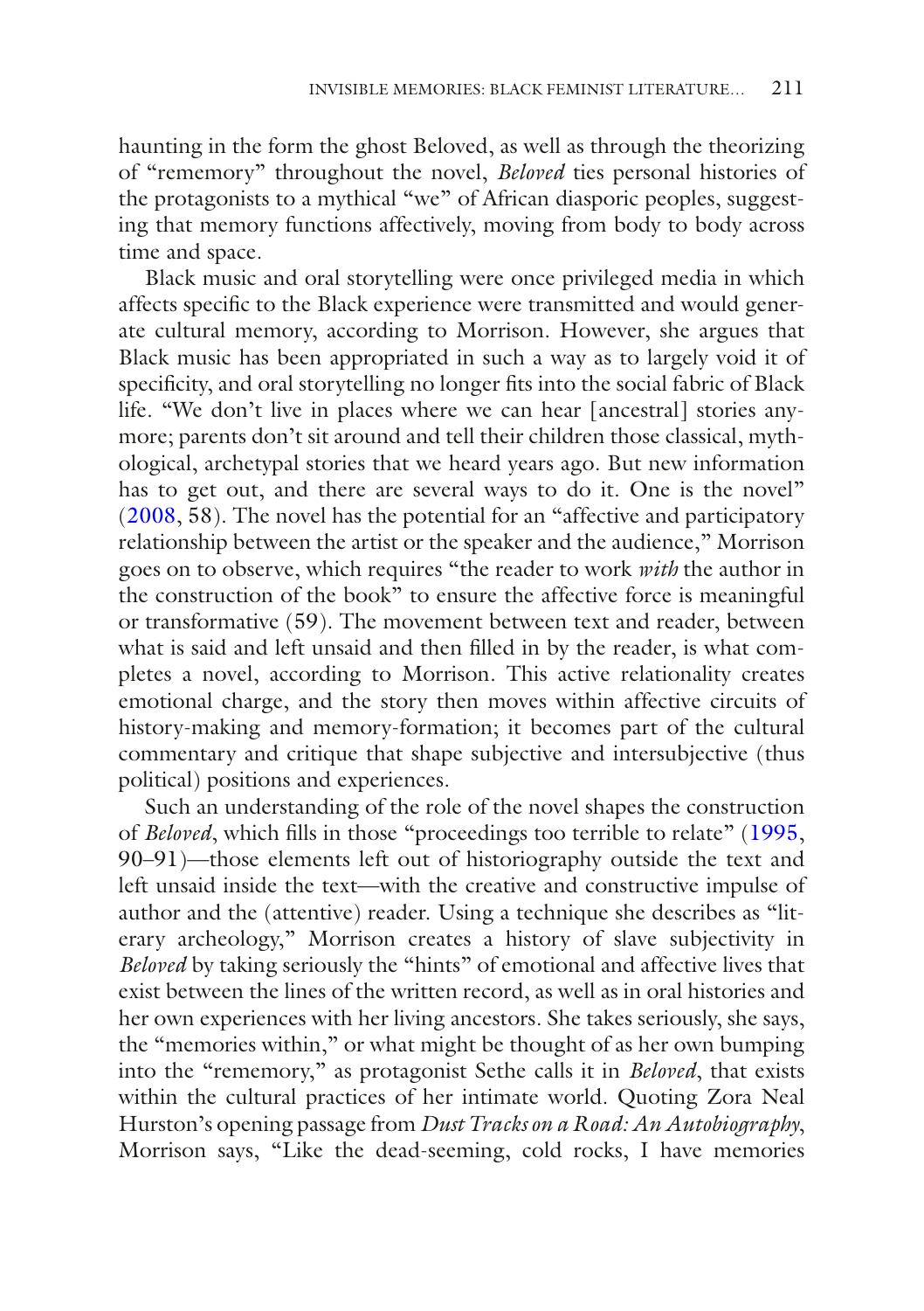haunting in the form the ghost Beloved, as well as through the theorizing of "rememory" throughout the novel, *Beloved* ties personal histories of the protagonists to a mythical "we" of African diasporic peoples, suggesting that memory functions affectively, moving from body to body across time and space.

Black music and oral storytelling were once privileged media in which affects specific to the Black experience were transmitted and would generate cultural memory, according to Morrison. However, she argues that Black music has been appropriated in such a way as to largely void it of specificity, and oral storytelling no longer fits into the social fabric of Black life. "We don't live in places where we can hear [ancestral] stories anymore; parents don't sit around and tell their children those classical, mythological, archetypal stories that we heard years ago. But new information has to get out, and there are several ways to do it. One is the novel" (2008, 58). The novel has the potential for an "affective and participatory relationship between the artist or the speaker and the audience," Morrison goes on to observe, which requires "the reader to work *with* the author in the construction of the book" to ensure the affective force is meaningful or transformative (59). The movement between text and reader, between what is said and left unsaid and then filled in by the reader, is what completes a novel, according to Morrison. This active relationality creates emotional charge, and the story then moves within affective circuits of history-making and memory-formation; it becomes part of the cultural commentary and critique that shape subjective and intersubjective (thus political) positions and experiences.

Such an understanding of the role of the novel shapes the construction of *Beloved*, which fills in those "proceedings too terrible to relate" (1995, 90–91)—those elements left out of historiography outside the text and left unsaid inside the text—with the creative and constructive impulse of author and the (attentive) reader. Using a technique she describes as "literary archeology," Morrison creates a history of slave subjectivity in *Beloved* by taking seriously the "hints" of emotional and affective lives that exist between the lines of the written record, as well as in oral histories and her own experiences with her living ancestors. She takes seriously, she says, the "memories within," or what might be thought of as her own bumping into the "rememory," as protagonist Sethe calls it in *Beloved*, that exists within the cultural practices of her intimate world. Quoting Zora Neal Hurston's opening passage from *Dust Tracks on a Road: An Autobiography*, Morrison says, "Like the dead-seeming, cold rocks, I have memories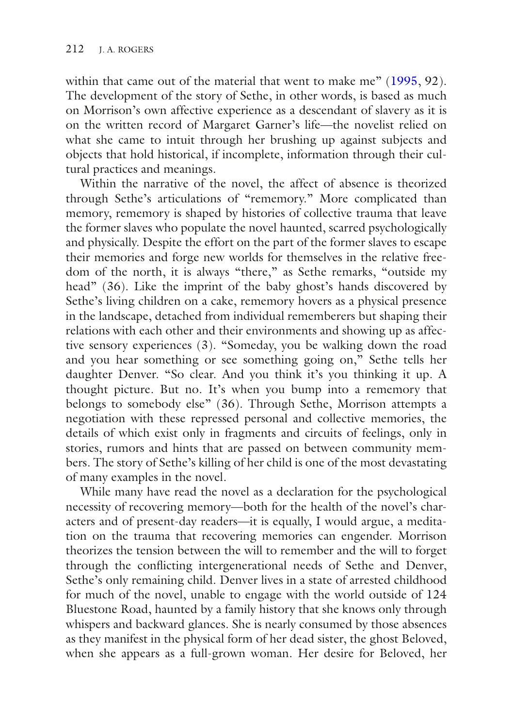within that came out of the material that went to make me" (1995, 92). The development of the story of Sethe, in other words, is based as much on Morrison's own affective experience as a descendant of slavery as it is on the written record of Margaret Garner's life—the novelist relied on what she came to intuit through her brushing up against subjects and objects that hold historical, if incomplete, information through their cultural practices and meanings.

Within the narrative of the novel, the affect of absence is theorized through Sethe's articulations of "rememory." More complicated than memory, rememory is shaped by histories of collective trauma that leave the former slaves who populate the novel haunted, scarred psychologically and physically. Despite the effort on the part of the former slaves to escape their memories and forge new worlds for themselves in the relative freedom of the north, it is always "there," as Sethe remarks, "outside my head" (36). Like the imprint of the baby ghost's hands discovered by Sethe's living children on a cake, rememory hovers as a physical presence in the landscape, detached from individual rememberers but shaping their relations with each other and their environments and showing up as affective sensory experiences (3). "Someday, you be walking down the road and you hear something or see something going on," Sethe tells her daughter Denver. "So clear. And you think it's you thinking it up. A thought picture. But no. It's when you bump into a rememory that belongs to somebody else" (36). Through Sethe, Morrison attempts a negotiation with these repressed personal and collective memories, the details of which exist only in fragments and circuits of feelings, only in stories, rumors and hints that are passed on between community members. The story of Sethe's killing of her child is one of the most devastating of many examples in the novel.

While many have read the novel as a declaration for the psychological necessity of recovering memory—both for the health of the novel's characters and of present-day readers—it is equally, I would argue, a meditation on the trauma that recovering memories can engender. Morrison theorizes the tension between the will to remember and the will to forget through the conflicting intergenerational needs of Sethe and Denver, Sethe's only remaining child. Denver lives in a state of arrested childhood for much of the novel, unable to engage with the world outside of 124 Bluestone Road, haunted by a family history that she knows only through whispers and backward glances. She is nearly consumed by those absences as they manifest in the physical form of her dead sister, the ghost Beloved, when she appears as a full-grown woman. Her desire for Beloved, her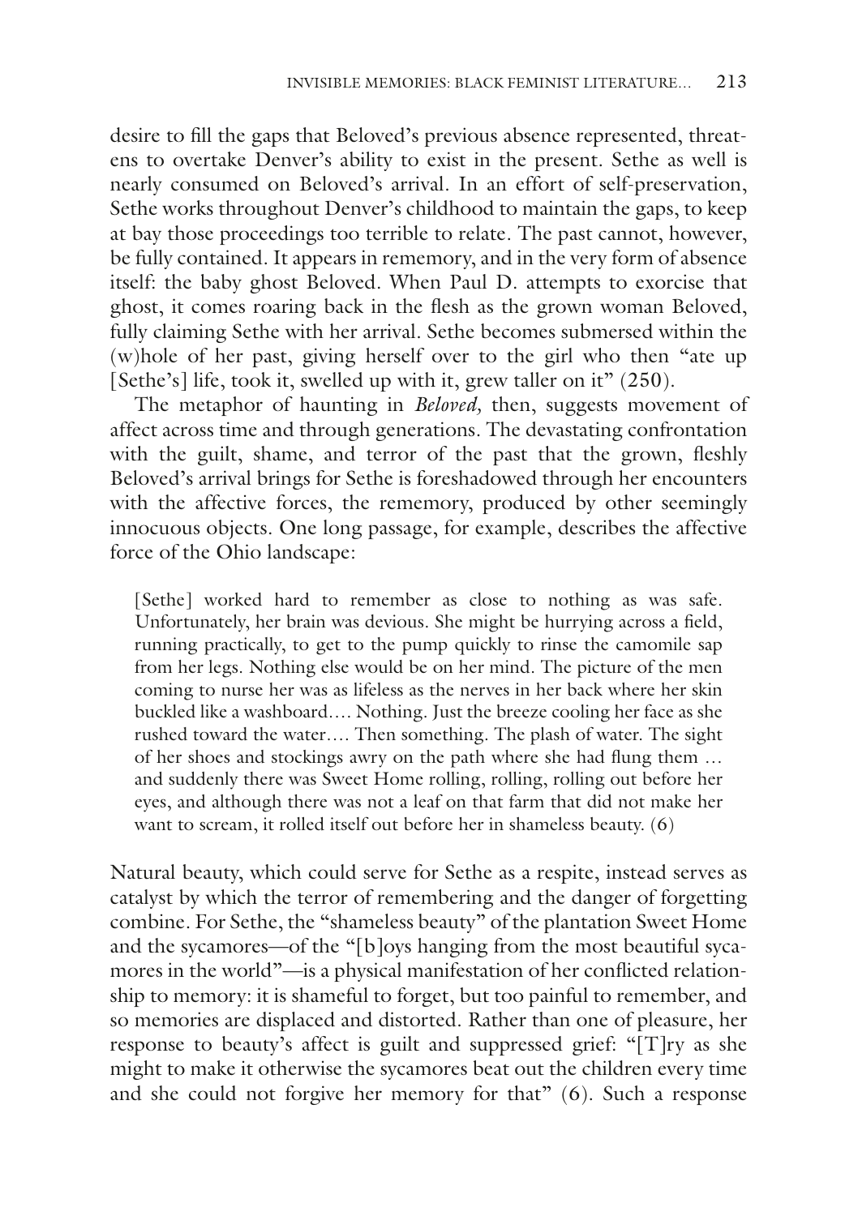desire to fill the gaps that Beloved's previous absence represented, threatens to overtake Denver's ability to exist in the present. Sethe as well is nearly consumed on Beloved's arrival. In an effort of self-preservation, Sethe works throughout Denver's childhood to maintain the gaps, to keep at bay those proceedings too terrible to relate. The past cannot, however, be fully contained. It appears in rememory, and in the very form of absence itself: the baby ghost Beloved. When Paul D. attempts to exorcise that ghost, it comes roaring back in the flesh as the grown woman Beloved, fully claiming Sethe with her arrival. Sethe becomes submersed within the (w)hole of her past, giving herself over to the girl who then "ate up [Sethe's] life, took it, swelled up with it, grew taller on it" (250).

The metaphor of haunting in *Beloved*, then, suggests movement of affect across time and through generations. The devastating confrontation with the guilt, shame, and terror of the past that the grown, fleshly Beloved's arrival brings for Sethe is foreshadowed through her encounters with the affective forces, the rememory, produced by other seemingly innocuous objects. One long passage, for example, describes the affective force of the Ohio landscape:

> [Sethe] worked hard to remember as close to nothing as was safe. Unfortunately, her brain was devious. She might be hurrying across a field, running practically, to get to the pump quickly to rinse the camomile sap from her legs. Nothing else would be on her mind. The picture of the men coming to nurse her was as lifeless as the nerves in her back where her skin buckled like a washboard…. Nothing. Just the breeze cooling her face as she rushed toward the water…. Then something. The plash of water. The sight of her shoes and stockings awry on the path where she had flung them … and suddenly there was Sweet Home rolling, rolling, rolling out before her eyes, and although there was not a leaf on that farm that did not make her want to scream, it rolled itself out before her in shameless beauty. (6)

Natural beauty, which could serve for Sethe as a respite, instead serves as catalyst by which the terror of remembering and the danger of forgetting combine. For Sethe, the "shameless beauty" of the plantation Sweet Home and the sycamores—of the "[b]oys hanging from the most beautiful sycamores in the world"—is a physical manifestation of her conflicted relationship to memory: it is shameful to forget, but too painful to remember, and so memories are displaced and distorted. Rather than one of pleasure, her response to beauty's affect is guilt and suppressed grief: "[T]ry as she might to make it otherwise the sycamores beat out the children every time and she could not forgive her memory for that" (6). Such a response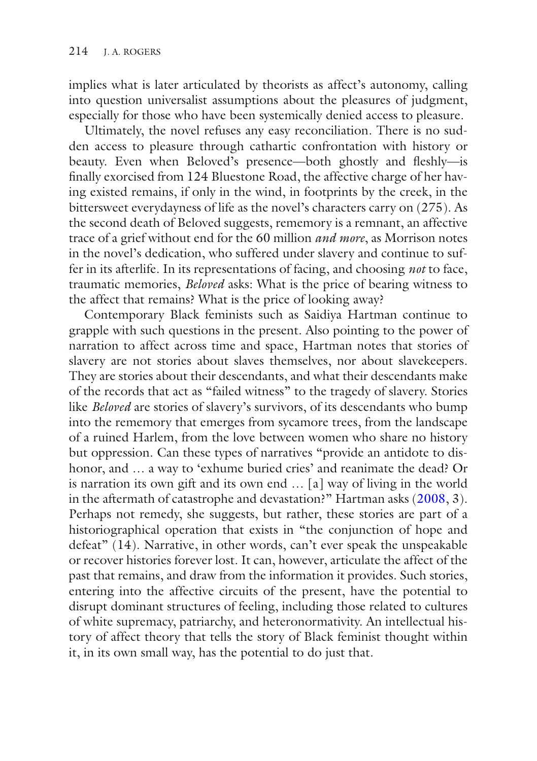implies what is later articulated by theorists as affect's autonomy, calling into question universalist assumptions about the pleasures of judgment, especially for those who have been systemically denied access to pleasure.

Ultimately, the novel refuses any easy reconciliation. There is no sudden access to pleasure through cathartic confrontation with history or beauty. Even when Beloved's presence—both ghostly and fleshly—is finally exorcised from 124 Bluestone Road, the affective charge of her having existed remains, if only in the wind, in footprints by the creek, in the bittersweet everydayness of life as the novel's characters carry on (275). As the second death of Beloved suggests, rememory is a remnant, an affective trace of a grief without end for the 60 million *and more*, as Morrison notes in the novel's dedication, who suffered under slavery and continue to suffer in its afterlife. In its representations of facing, and choosing *not* to face, traumatic memories, *Beloved* asks: What is the price of bearing witness to the affect that remains? What is the price of looking away?

Contemporary Black feminists such as Saidiya Hartman continue to grapple with such questions in the present. Also pointing to the power of narration to affect across time and space, Hartman notes that stories of slavery are not stories about slaves themselves, nor about slavekeepers. They are stories about their descendants, and what their descendants make of the records that act as "failed witness" to the tragedy of slavery. Stories like *Beloved* are stories of slavery's survivors, of its descendants who bump into the rememory that emerges from sycamore trees, from the landscape of a ruined Harlem, from the love between women who share no history but oppression. Can these types of narratives "provide an antidote to dishonor, and … a way to 'exhume buried cries' and reanimate the dead? Or is narration its own gift and its own end … [a] way of living in the world in the aftermath of catastrophe and devastation?" Hartman asks (2008, 3). Perhaps not remedy, she suggests, but rather, these stories are part of a historiographical operation that exists in "the conjunction of hope and defeat" (14). Narrative, in other words, can't ever speak the unspeakable or recover histories forever lost. It can, however, articulate the affect of the past that remains, and draw from the information it provides. Such stories, entering into the affective circuits of the present, have the potential to disrupt dominant structures of feeling, including those related to cultures of white supremacy, patriarchy, and heteronormativity. An intellectual history of affect theory that tells the story of Black feminist thought within it, in its own small way, has the potential to do just that.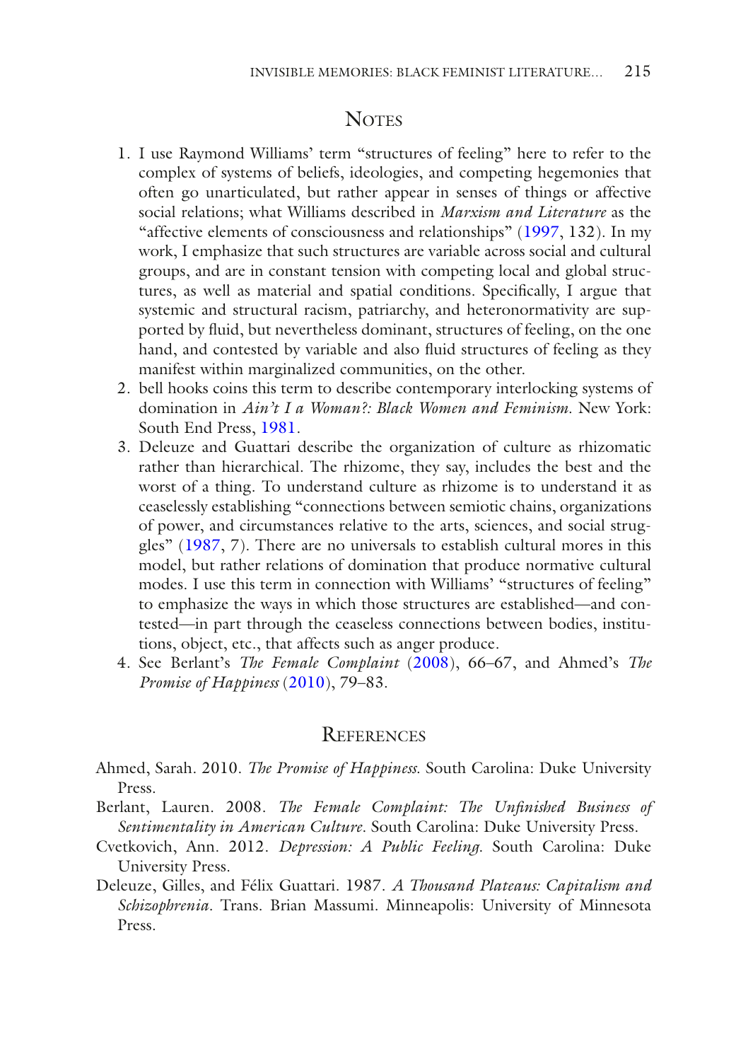## Notes

1. I use Raymond Williams' term "structures of feeling" here to refer to the complex of systems of beliefs, ideologies, and competing hegemonies that often go unarticulated, but rather appear in senses of things or affective social relations; what Williams described in *Marxism and Literature* as the "affective elements of consciousness and relationships" (1997, 132). In my work, I emphasize that such structures are variable across social and cultural groups, and are in constant tension with competing local and global structures, as well as material and spatial conditions. Specifically, I argue that systemic and structural racism, patriarchy, and heteronormativity are supported by fluid, but nevertheless dominant, structures of feeling, on the one hand, and contested by variable and also fluid structures of feeling as they manifest within marginalized communities, on the other.
2. bell hooks coins this term to describe contemporary interlocking systems of domination in *Ain't I a Woman?: Black Women and Feminism*. New York: South End Press, 1981.
3. Deleuze and Guattari describe the organization of culture as rhizomatic rather than hierarchical. The rhizome, they say, includes the best and the worst of a thing. To understand culture as rhizome is to understand it as ceaselessly establishing "connections between semiotic chains, organizations of power, and circumstances relative to the arts, sciences, and social struggles" (1987, 7). There are no universals to establish cultural mores in this model, but rather relations of domination that produce normative cultural modes. I use this term in connection with Williams' "structures of feeling" to emphasize the ways in which those structures are established—and contested—in part through the ceaseless connections between bodies, institutions, object, etc., that affects such as anger produce.
4. See Berlant's *The Female Complaint* (2008), 66–67, and Ahmed's *The Promise of Happiness* (2010), 79–83.

## References

Ahmed, Sarah. 2010. *The Promise of Happiness*. South Carolina: Duke University Press.

Berlant, Lauren. 2008. *The Female Complaint: The Unfinished Business of Sentimentality in American Culture*. South Carolina: Duke University Press.

Cvetkovich, Ann. 2012. *Depression: A Public Feeling*. South Carolina: Duke University Press.

Deleuze, Gilles, and Félix Guattari. 1987. *A Thousand Plateaus: Capitalism and Schizophrenia*. Trans. Brian Massumi. Minneapolis: University of Minnesota Press.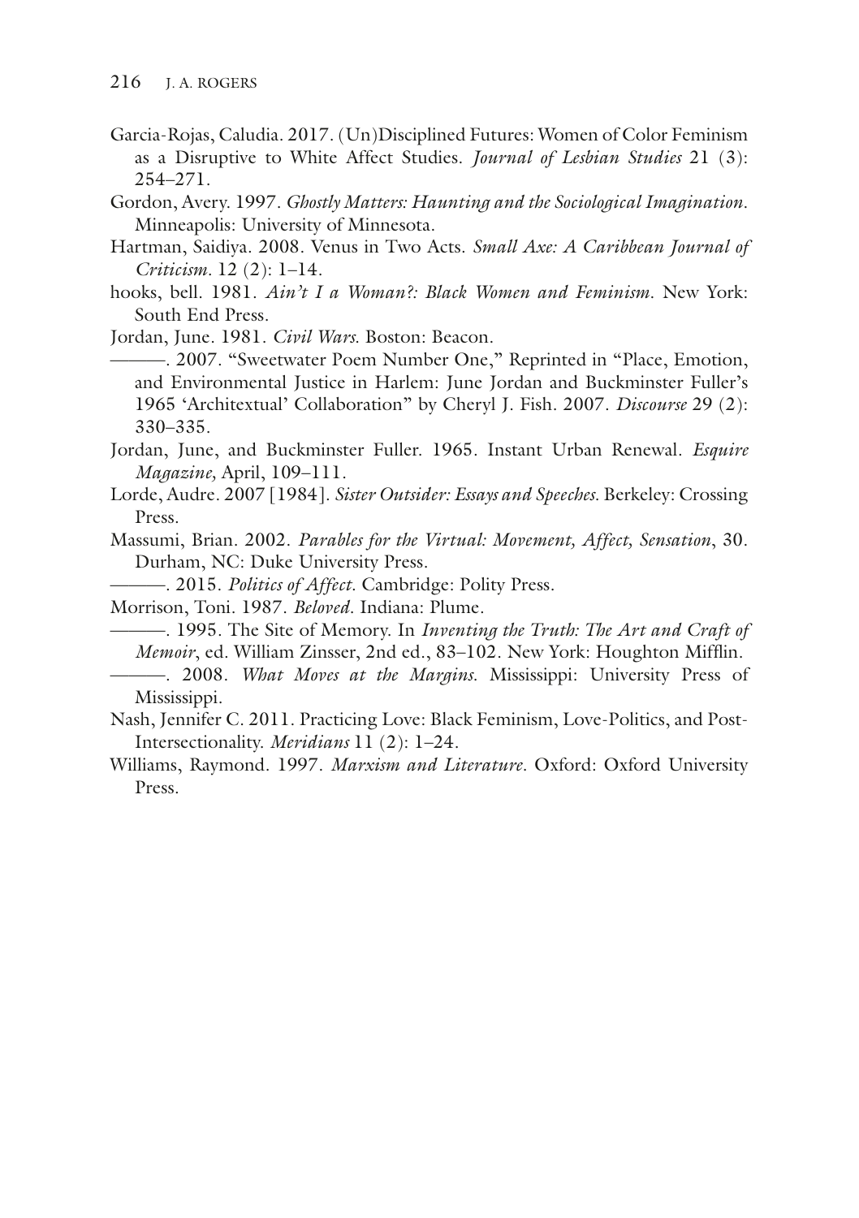Garcia-Rojas, Caludia. 2017. (Un)Disciplined Futures: Women of Color Feminism as a Disruptive to White Affect Studies. *Journal of Lesbian Studies* 21 (3): 254–271.

Gordon, Avery. 1997. *Ghostly Matters: Haunting and the Sociological Imagination*. Minneapolis: University of Minnesota.

Hartman, Saidiya. 2008. Venus in Two Acts. *Small Axe: A Caribbean Journal of Criticism*. 12 (2): 1–14.

hooks, bell. 1981. *Ain't I a Woman?: Black Women and Feminism*. New York: South End Press.

Jordan, June. 1981. *Civil Wars*. Boston: Beacon.

———. 2007. "Sweetwater Poem Number One," Reprinted in "Place, Emotion, and Environmental Justice in Harlem: June Jordan and Buckminster Fuller's 1965 'Architextual' Collaboration" by Cheryl J. Fish. 2007. *Discourse* 29 (2): 330–335.

Jordan, June, and Buckminster Fuller. 1965. Instant Urban Renewal. *Esquire Magazine*, April, 109–111.

Lorde, Audre. 2007 [1984]. *Sister Outsider: Essays and Speeches*. Berkeley: Crossing Press.

Massumi, Brian. 2002. *Parables for the Virtual: Movement, Affect, Sensation*, 30. Durham, NC: Duke University Press.

———. 2015. *Politics of Affect*. Cambridge: Polity Press.

Morrison, Toni. 1987. *Beloved*. Indiana: Plume.

———. 1995. The Site of Memory. In *Inventing the Truth: The Art and Craft of Memoir*, ed. William Zinsser, 2nd ed., 83–102. New York: Houghton Mifflin.

———. 2008. *What Moves at the Margins*. Mississippi: University Press of Mississippi.

Nash, Jennifer C. 2011. Practicing Love: Black Feminism, Love-Politics, and Post-Intersectionality. *Meridians* 11 (2): 1–24.

Williams, Raymond. 1997. *Marxism and Literature*. Oxford: Oxford University Press.